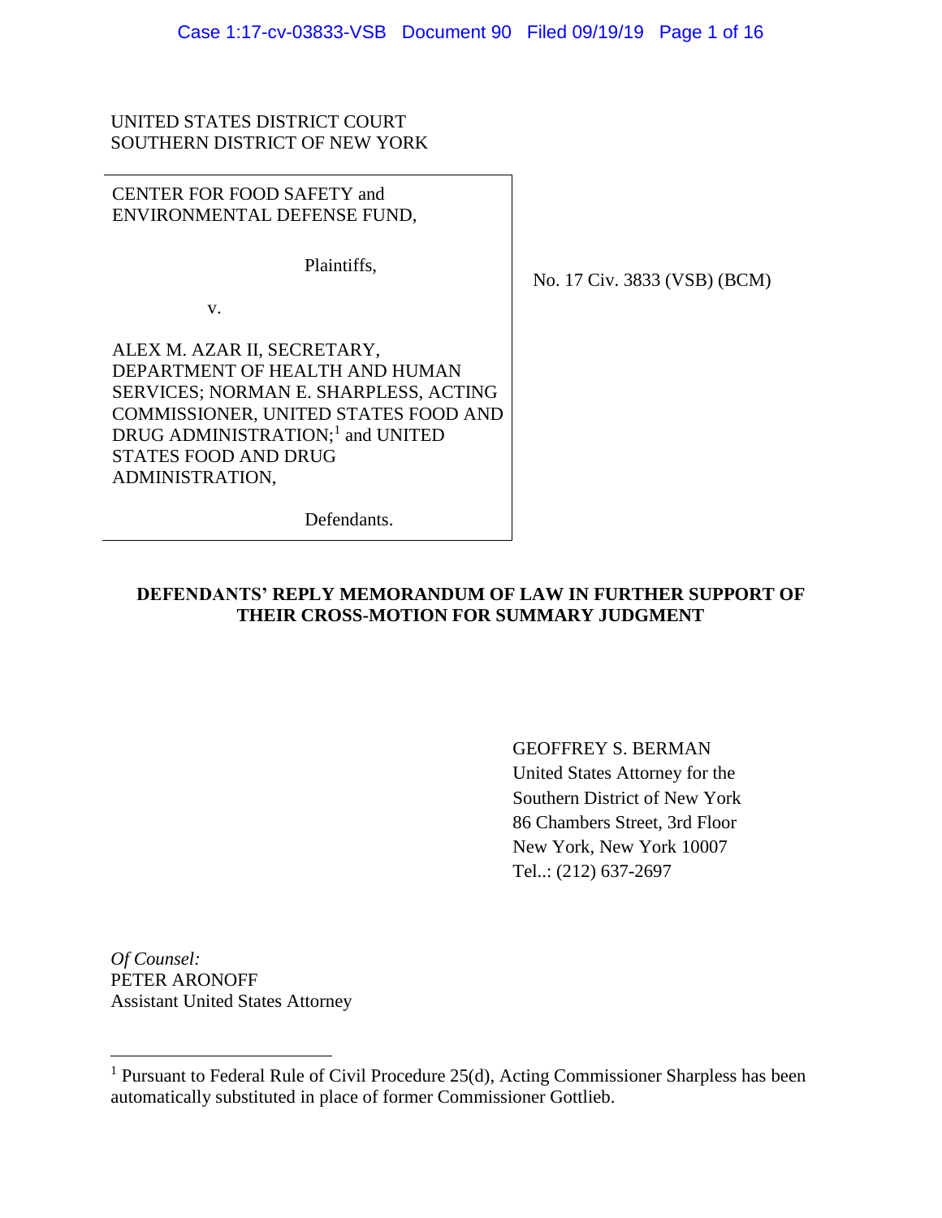UNITED STATES DISTRICT COURT
SOUTHERN DISTRICT OF NEW YORK

| | |
|---|---|
| CENTER FOR FOOD SAFETY and ENVIRONMENTAL DEFENSE FUND,<br><br>Plaintiffs,<br><br>v.<br><br>ALEX M. AZAR II, SECRETARY, DEPARTMENT OF HEALTH AND HUMAN SERVICES; NORMAN E. SHARPLESS, ACTING COMMISSIONER, UNITED STATES FOOD AND DRUG ADMINISTRATION;[1] and UNITED STATES FOOD AND DRUG ADMINISTRATION,<br><br>Defendants. | No. 17 Civ. 3833 (VSB) (BCM) |

**DEFENDANTS' REPLY MEMORANDUM OF LAW IN FURTHER SUPPORT OF THEIR CROSS-MOTION FOR SUMMARY JUDGMENT**

GEOFFREY S. BERMAN
United States Attorney for the
Southern District of New York
86 Chambers Street, 3rd Floor
New York, New York 10007
Tel..: (212) 637-2697

*Of Counsel:*
PETER ARONOFF
Assistant United States Attorney

[1] Pursuant to Federal Rule of Civil Procedure 25(d), Acting Commissioner Sharpless has been automatically substituted in place of former Commissioner Gottlieb.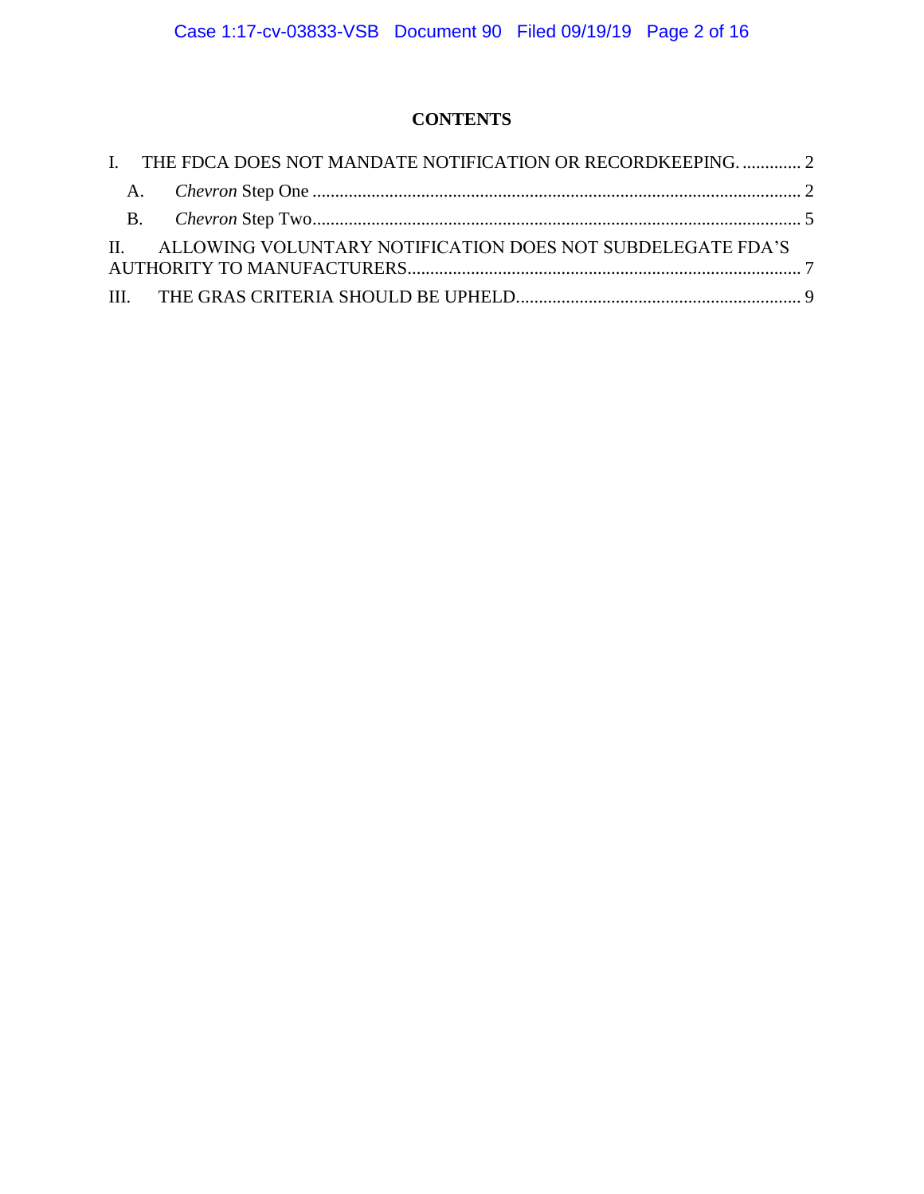## CONTENTS

I. THE FDCA DOES NOT MANDATE NOTIFICATION OR RECORDKEEPING. ............. 2

- A. *Chevron* Step One ............................................................................................................ 2
- B. *Chevron* Step Two............................................................................................................ 5

II. ALLOWING VOLUNTARY NOTIFICATION DOES NOT SUBDELEGATE FDA'S AUTHORITY TO MANUFACTURERS...................................................................................... 7

III. THE GRAS CRITERIA SHOULD BE UPHELD............................................................... 9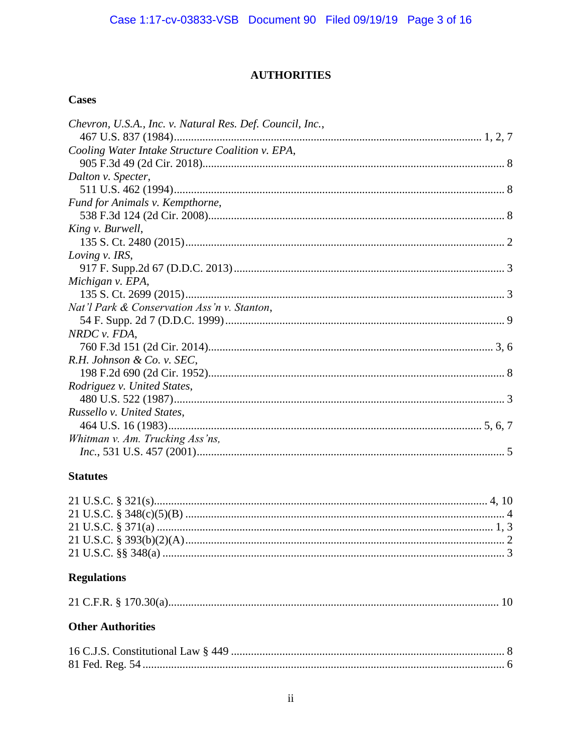# AUTHORITIES

## Cases

*Chevron, U.S.A., Inc. v. Natural Res. Def. Council, Inc.*,
467 U.S. 837 (1984)........................................................................................................ 1, 2, 7

*Cooling Water Intake Structure Coalition v. EPA*,
905 F.3d 49 (2d Cir. 2018)................................................................................................... 8

*Dalton v. Specter*,
511 U.S. 462 (1994)............................................................................................................. 8

*Fund for Animals v. Kempthorne*,
538 F.3d 124 (2d Cir. 2008)................................................................................................. 8

*King v. Burwell*,
135 S. Ct. 2480 (2015)......................................................................................................... 2

*Loving v. IRS*,
917 F. Supp.2d 67 (D.D.C. 2013)........................................................................................ 3

*Michigan v. EPA*,
135 S. Ct. 2699 (2015)......................................................................................................... 3

*Nat'l Park & Conservation Ass'n v. Stanton*,
54 F. Supp. 2d 7 (D.D.C. 1999)........................................................................................... 9

*NRDC v. FDA*,
760 F.3d 151 (2d Cir. 2014)............................................................................................ 3, 6

*R.H. Johnson & Co. v. SEC*,
198 F.2d 690 (2d Cir. 1952)................................................................................................. 8

*Rodriguez v. United States*,
480 U.S. 522 (1987)............................................................................................................. 3

*Russello v. United States*,
464 U.S. 16 (1983)......................................................................................................... 5, 6, 7

*Whitman v. Am. Trucking Ass'ns, Inc.*, 531 U.S. 457 (2001)........................................................................................... 5

## Statutes

21 U.S.C. § 321(s)........................................................................................................... 4, 10
21 U.S.C. § 348(c)(5)(B) ........................................................................................................ 4
21 U.S.C. § 371(a) ............................................................................................................ 1, 3
21 U.S.C. § 393(b)(2)(A).......................................................................................................... 2
21 U.S.C. §§ 348(a) ............................................................................................................... 3

## Regulations

21 C.F.R. § 170.30(a)............................................................................................................ 10

## Other Authorities

16 C.J.S. Constitutional Law § 449 ........................................................................................ 8
81 Fed. Reg. 54 ....................................................................................................................... 6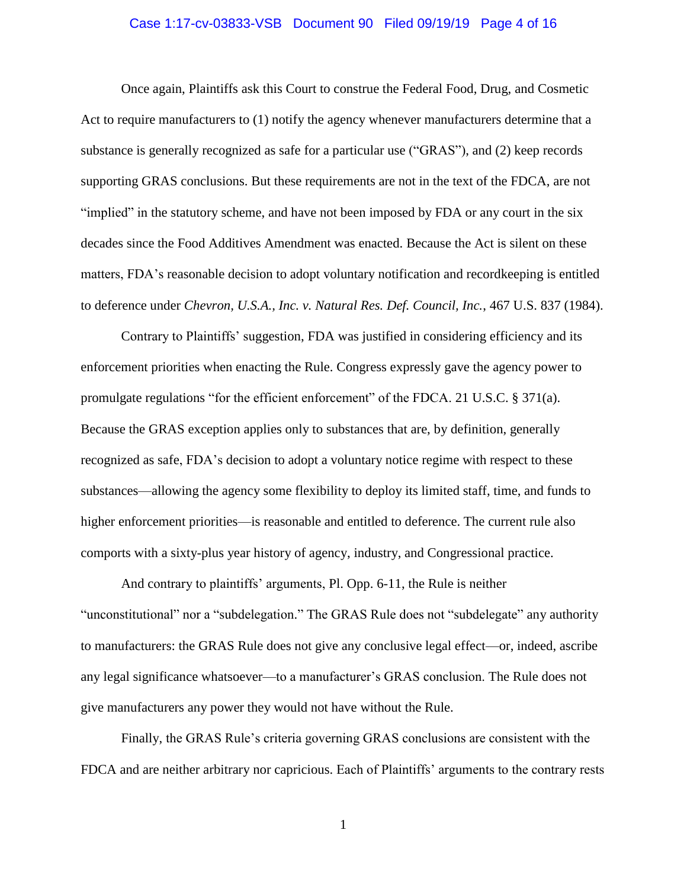Once again, Plaintiffs ask this Court to construe the Federal Food, Drug, and Cosmetic Act to require manufacturers to (1) notify the agency whenever manufacturers determine that a substance is generally recognized as safe for a particular use ("GRAS"), and (2) keep records supporting GRAS conclusions. But these requirements are not in the text of the FDCA, are not "implied" in the statutory scheme, and have not been imposed by FDA or any court in the six decades since the Food Additives Amendment was enacted. Because the Act is silent on these matters, FDA's reasonable decision to adopt voluntary notification and recordkeeping is entitled to deference under *Chevron, U.S.A., Inc. v. Natural Res. Def. Council, Inc.*, 467 U.S. 837 (1984).

Contrary to Plaintiffs' suggestion, FDA was justified in considering efficiency and its enforcement priorities when enacting the Rule. Congress expressly gave the agency power to promulgate regulations "for the efficient enforcement" of the FDCA. 21 U.S.C. § 371(a). Because the GRAS exception applies only to substances that are, by definition, generally recognized as safe, FDA's decision to adopt a voluntary notice regime with respect to these substances—allowing the agency some flexibility to deploy its limited staff, time, and funds to higher enforcement priorities—is reasonable and entitled to deference. The current rule also comports with a sixty-plus year history of agency, industry, and Congressional practice.

And contrary to plaintiffs' arguments, Pl. Opp. 6-11, the Rule is neither "unconstitutional" nor a "subdelegation." The GRAS Rule does not "subdelegate" any authority to manufacturers: the GRAS Rule does not give any conclusive legal effect—or, indeed, ascribe any legal significance whatsoever—to a manufacturer's GRAS conclusion. The Rule does not give manufacturers any power they would not have without the Rule.

Finally, the GRAS Rule's criteria governing GRAS conclusions are consistent with the FDCA and are neither arbitrary nor capricious. Each of Plaintiffs' arguments to the contrary rests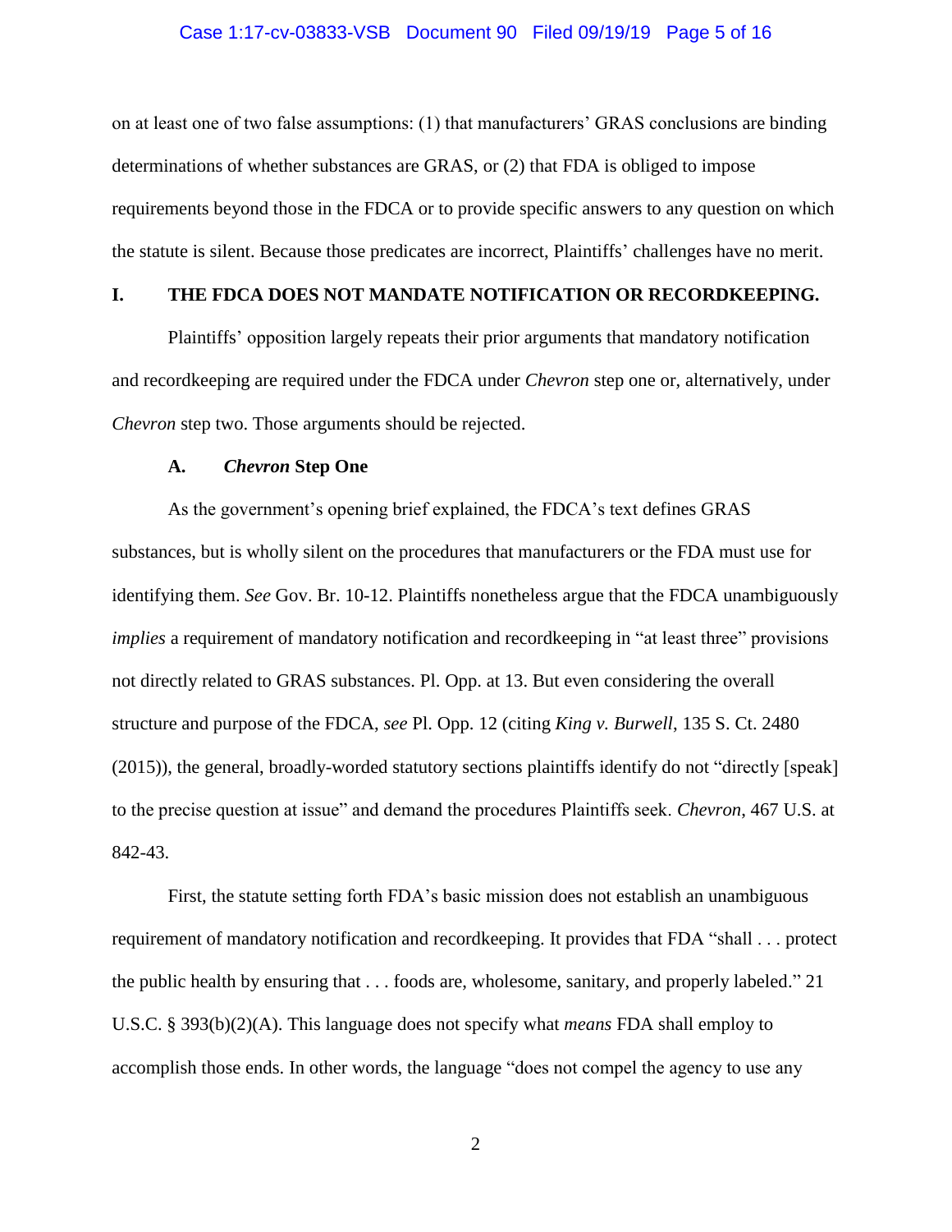on at least one of two false assumptions: (1) that manufacturers' GRAS conclusions are binding determinations of whether substances are GRAS, or (2) that FDA is obliged to impose requirements beyond those in the FDCA or to provide specific answers to any question on which the statute is silent. Because those predicates are incorrect, Plaintiffs' challenges have no merit.

## I. THE FDCA DOES NOT MANDATE NOTIFICATION OR RECORDKEEPING.

Plaintiffs' opposition largely repeats their prior arguments that mandatory notification and recordkeeping are required under the FDCA under *Chevron* step one or, alternatively, under *Chevron* step two. Those arguments should be rejected.

### A. *Chevron* Step One

As the government's opening brief explained, the FDCA's text defines GRAS substances, but is wholly silent on the procedures that manufacturers or the FDA must use for identifying them. *See* Gov. Br. 10-12. Plaintiffs nonetheless argue that the FDCA unambiguously *implies* a requirement of mandatory notification and recordkeeping in "at least three" provisions not directly related to GRAS substances. Pl. Opp. at 13. But even considering the overall structure and purpose of the FDCA, *see* Pl. Opp. 12 (citing *King v. Burwell*, 135 S. Ct. 2480 (2015)), the general, broadly-worded statutory sections plaintiffs identify do not "directly [speak] to the precise question at issue" and demand the procedures Plaintiffs seek. *Chevron*, 467 U.S. at 842-43.

First, the statute setting forth FDA's basic mission does not establish an unambiguous requirement of mandatory notification and recordkeeping. It provides that FDA "shall . . . protect the public health by ensuring that . . . foods are, wholesome, sanitary, and properly labeled." 21 U.S.C. § 393(b)(2)(A). This language does not specify what *means* FDA shall employ to accomplish those ends. In other words, the language "does not compel the agency to use any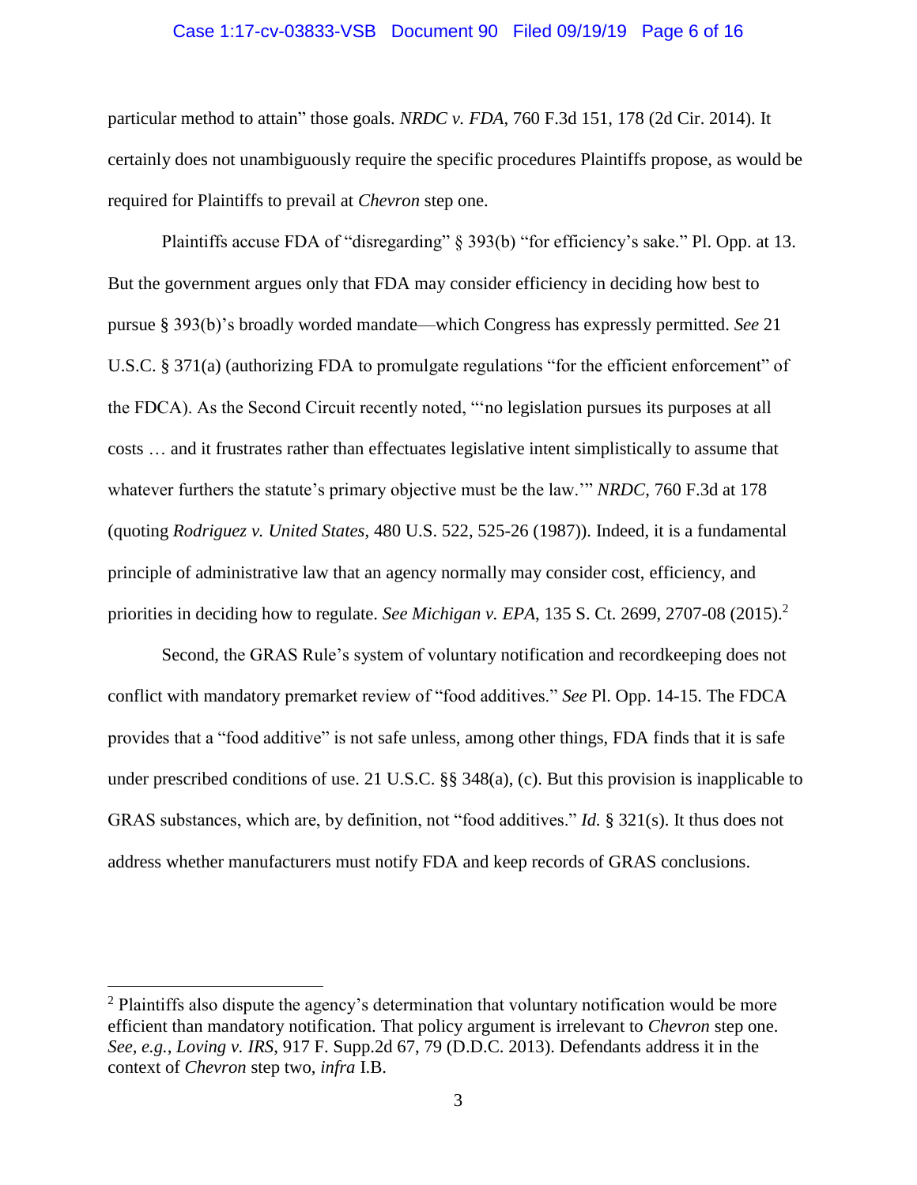particular method to attain" those goals. *NRDC v. FDA*, 760 F.3d 151, 178 (2d Cir. 2014). It certainly does not unambiguously require the specific procedures Plaintiffs propose, as would be required for Plaintiffs to prevail at *Chevron* step one.

Plaintiffs accuse FDA of "disregarding" § 393(b) "for efficiency's sake." Pl. Opp. at 13. But the government argues only that FDA may consider efficiency in deciding how best to pursue § 393(b)'s broadly worded mandate—which Congress has expressly permitted. *See* 21 U.S.C. § 371(a) (authorizing FDA to promulgate regulations "for the efficient enforcement" of the FDCA). As the Second Circuit recently noted, "'no legislation pursues its purposes at all costs … and it frustrates rather than effectuates legislative intent simplistically to assume that whatever furthers the statute's primary objective must be the law.'" *NRDC*, 760 F.3d at 178 (quoting *Rodriguez v. United States*, 480 U.S. 522, 525-26 (1987)). Indeed, it is a fundamental principle of administrative law that an agency normally may consider cost, efficiency, and priorities in deciding how to regulate. *See Michigan v. EPA*, 135 S. Ct. 2699, 2707-08 (2015).[2]

Second, the GRAS Rule's system of voluntary notification and recordkeeping does not conflict with mandatory premarket review of "food additives." *See* Pl. Opp. 14-15. The FDCA provides that a "food additive" is not safe unless, among other things, FDA finds that it is safe under prescribed conditions of use. 21 U.S.C. §§ 348(a), (c). But this provision is inapplicable to GRAS substances, which are, by definition, not "food additives." *Id.* § 321(s). It thus does not address whether manufacturers must notify FDA and keep records of GRAS conclusions.

---

[2] Plaintiffs also dispute the agency's determination that voluntary notification would be more efficient than mandatory notification. That policy argument is irrelevant to *Chevron* step one. *See, e.g.*, *Loving v. IRS*, 917 F. Supp.2d 67, 79 (D.D.C. 2013). Defendants address it in the context of *Chevron* step two, *infra* I.B.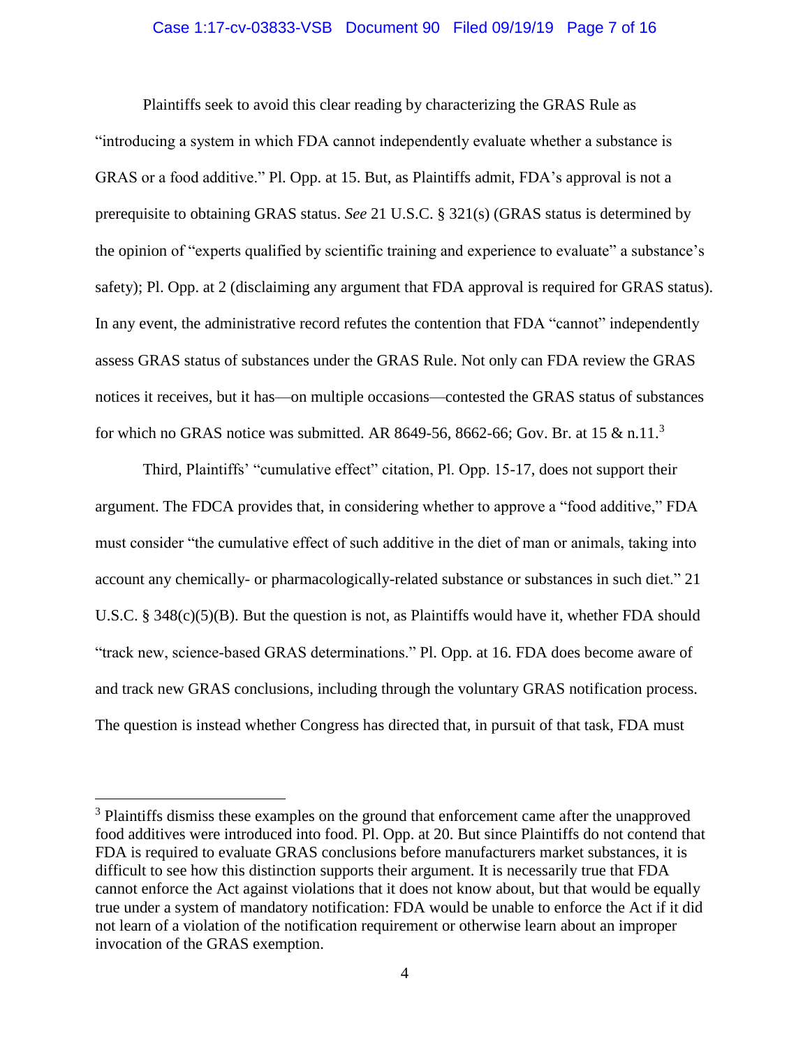Plaintiffs seek to avoid this clear reading by characterizing the GRAS Rule as "introducing a system in which FDA cannot independently evaluate whether a substance is GRAS or a food additive." Pl. Opp. at 15. But, as Plaintiffs admit, FDA's approval is not a prerequisite to obtaining GRAS status. *See* 21 U.S.C. § 321(s) (GRAS status is determined by the opinion of "experts qualified by scientific training and experience to evaluate" a substance's safety); Pl. Opp. at 2 (disclaiming any argument that FDA approval is required for GRAS status). In any event, the administrative record refutes the contention that FDA "cannot" independently assess GRAS status of substances under the GRAS Rule. Not only can FDA review the GRAS notices it receives, but it has—on multiple occasions—contested the GRAS status of substances for which no GRAS notice was submitted. AR 8649-56, 8662-66; Gov. Br. at 15 & n.11.[3]

Third, Plaintiffs' "cumulative effect" citation, Pl. Opp. 15-17, does not support their argument. The FDCA provides that, in considering whether to approve a "food additive," FDA must consider "the cumulative effect of such additive in the diet of man or animals, taking into account any chemically- or pharmacologically-related substance or substances in such diet." 21 U.S.C. § 348(c)(5)(B). But the question is not, as Plaintiffs would have it, whether FDA should "track new, science-based GRAS determinations." Pl. Opp. at 16. FDA does become aware of and track new GRAS conclusions, including through the voluntary GRAS notification process. The question is instead whether Congress has directed that, in pursuit of that task, FDA must

---

[3] Plaintiffs dismiss these examples on the ground that enforcement came after the unapproved food additives were introduced into food. Pl. Opp. at 20. But since Plaintiffs do not contend that FDA is required to evaluate GRAS conclusions before manufacturers market substances, it is difficult to see how this distinction supports their argument. It is necessarily true that FDA cannot enforce the Act against violations that it does not know about, but that would be equally true under a system of mandatory notification: FDA would be unable to enforce the Act if it did not learn of a violation of the notification requirement or otherwise learn about an improper invocation of the GRAS exemption.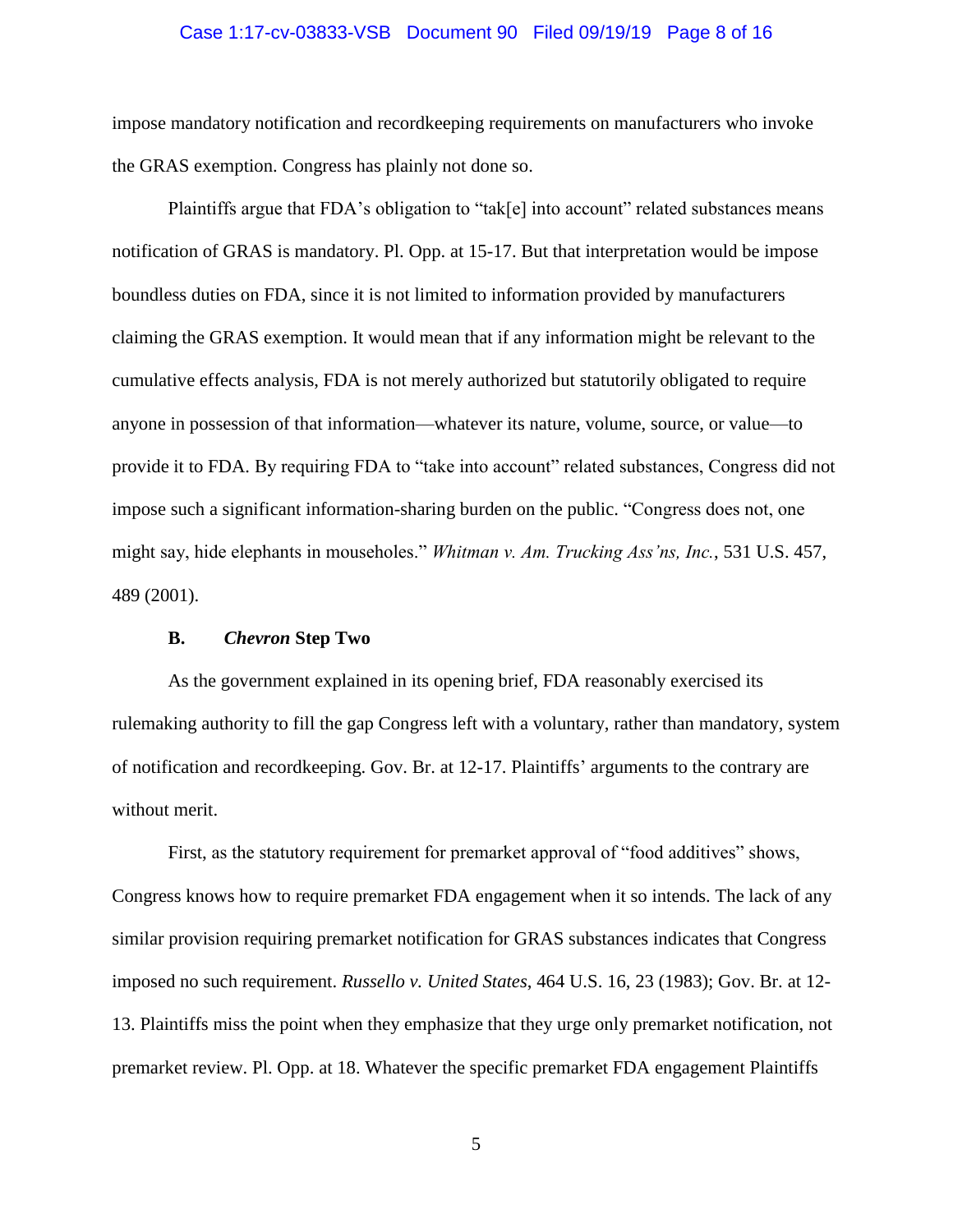impose mandatory notification and recordkeeping requirements on manufacturers who invoke the GRAS exemption. Congress has plainly not done so.

Plaintiffs argue that FDA's obligation to "tak[e] into account" related substances means notification of GRAS is mandatory. Pl. Opp. at 15-17. But that interpretation would be impose boundless duties on FDA, since it is not limited to information provided by manufacturers claiming the GRAS exemption. It would mean that if any information might be relevant to the cumulative effects analysis, FDA is not merely authorized but statutorily obligated to require anyone in possession of that information—whatever its nature, volume, source, or value—to provide it to FDA. By requiring FDA to "take into account" related substances, Congress did not impose such a significant information-sharing burden on the public. "Congress does not, one might say, hide elephants in mouseholes." *Whitman v. Am. Trucking Ass'ns, Inc.*, 531 U.S. 457, 489 (2001).

### B. *Chevron* Step Two

As the government explained in its opening brief, FDA reasonably exercised its rulemaking authority to fill the gap Congress left with a voluntary, rather than mandatory, system of notification and recordkeeping. Gov. Br. at 12-17. Plaintiffs' arguments to the contrary are without merit.

First, as the statutory requirement for premarket approval of "food additives" shows, Congress knows how to require premarket FDA engagement when it so intends. The lack of any similar provision requiring premarket notification for GRAS substances indicates that Congress imposed no such requirement. *Russello v. United States*, 464 U.S. 16, 23 (1983); Gov. Br. at 12-13. Plaintiffs miss the point when they emphasize that they urge only premarket notification, not premarket review. Pl. Opp. at 18. Whatever the specific premarket FDA engagement Plaintiffs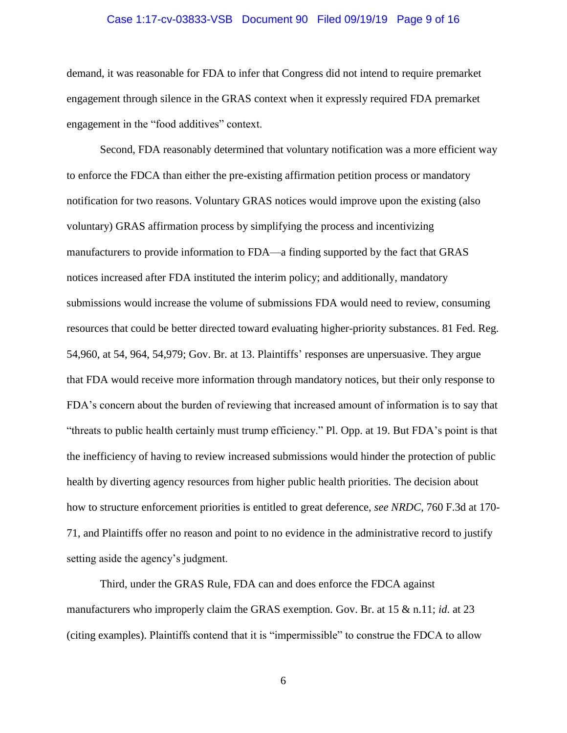demand, it was reasonable for FDA to infer that Congress did not intend to require premarket engagement through silence in the GRAS context when it expressly required FDA premarket engagement in the "food additives" context.

Second, FDA reasonably determined that voluntary notification was a more efficient way to enforce the FDCA than either the pre-existing affirmation petition process or mandatory notification for two reasons. Voluntary GRAS notices would improve upon the existing (also voluntary) GRAS affirmation process by simplifying the process and incentivizing manufacturers to provide information to FDA—a finding supported by the fact that GRAS notices increased after FDA instituted the interim policy; and additionally, mandatory submissions would increase the volume of submissions FDA would need to review, consuming resources that could be better directed toward evaluating higher-priority substances. 81 Fed. Reg. 54,960, at 54, 964, 54,979; Gov. Br. at 13. Plaintiffs' responses are unpersuasive. They argue that FDA would receive more information through mandatory notices, but their only response to FDA's concern about the burden of reviewing that increased amount of information is to say that "threats to public health certainly must trump efficiency." Pl. Opp. at 19. But FDA's point is that the inefficiency of having to review increased submissions would hinder the protection of public health by diverting agency resources from higher public health priorities. The decision about how to structure enforcement priorities is entitled to great deference, *see NRDC*, 760 F.3d at 170-71, and Plaintiffs offer no reason and point to no evidence in the administrative record to justify setting aside the agency's judgment.

Third, under the GRAS Rule, FDA can and does enforce the FDCA against manufacturers who improperly claim the GRAS exemption. Gov. Br. at 15 & n.11; *id.* at 23 (citing examples). Plaintiffs contend that it is "impermissible" to construe the FDCA to allow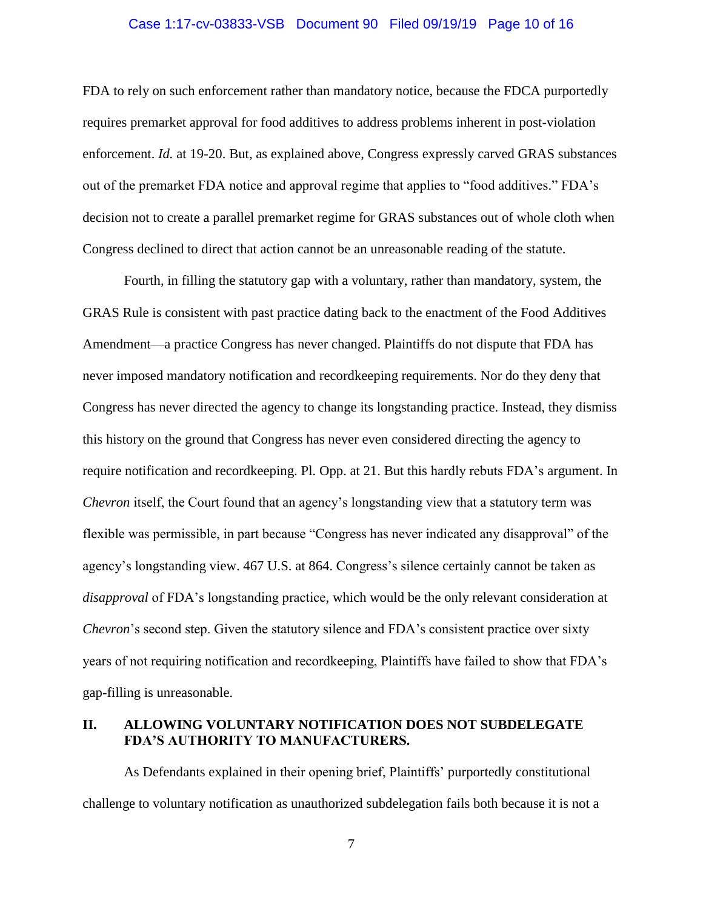FDA to rely on such enforcement rather than mandatory notice, because the FDCA purportedly requires premarket approval for food additives to address problems inherent in post-violation enforcement. *Id.* at 19-20. But, as explained above, Congress expressly carved GRAS substances out of the premarket FDA notice and approval regime that applies to "food additives." FDA's decision not to create a parallel premarket regime for GRAS substances out of whole cloth when Congress declined to direct that action cannot be an unreasonable reading of the statute.

Fourth, in filling the statutory gap with a voluntary, rather than mandatory, system, the GRAS Rule is consistent with past practice dating back to the enactment of the Food Additives Amendment—a practice Congress has never changed. Plaintiffs do not dispute that FDA has never imposed mandatory notification and recordkeeping requirements. Nor do they deny that Congress has never directed the agency to change its longstanding practice. Instead, they dismiss this history on the ground that Congress has never even considered directing the agency to require notification and recordkeeping. Pl. Opp. at 21. But this hardly rebuts FDA's argument. In *Chevron* itself, the Court found that an agency's longstanding view that a statutory term was flexible was permissible, in part because "Congress has never indicated any disapproval" of the agency's longstanding view. 467 U.S. at 864. Congress's silence certainly cannot be taken as *disapproval* of FDA's longstanding practice, which would be the only relevant consideration at *Chevron*'s second step. Given the statutory silence and FDA's consistent practice over sixty years of not requiring notification and recordkeeping, Plaintiffs have failed to show that FDA's gap-filling is unreasonable.

## II. ALLOWING VOLUNTARY NOTIFICATION DOES NOT SUBDELEGATE FDA'S AUTHORITY TO MANUFACTURERS.

As Defendants explained in their opening brief, Plaintiffs' purportedly constitutional challenge to voluntary notification as unauthorized subdelegation fails both because it is not a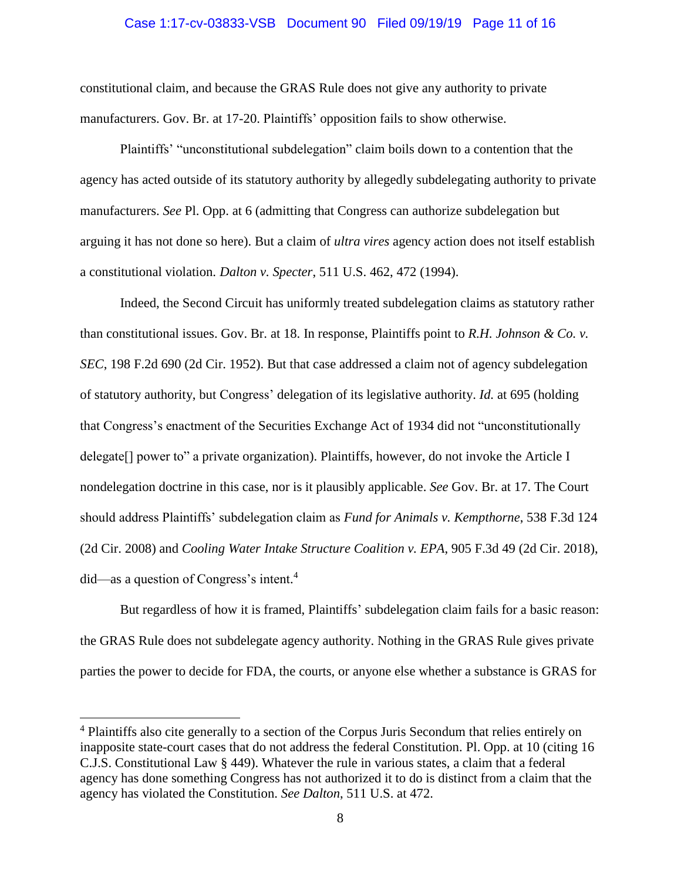constitutional claim, and because the GRAS Rule does not give any authority to private manufacturers. Gov. Br. at 17-20. Plaintiffs' opposition fails to show otherwise.

Plaintiffs' "unconstitutional subdelegation" claim boils down to a contention that the agency has acted outside of its statutory authority by allegedly subdelegating authority to private manufacturers. *See* Pl. Opp. at 6 (admitting that Congress can authorize subdelegation but arguing it has not done so here). But a claim of *ultra vires* agency action does not itself establish a constitutional violation. *Dalton v. Specter*, 511 U.S. 462, 472 (1994).

Indeed, the Second Circuit has uniformly treated subdelegation claims as statutory rather than constitutional issues. Gov. Br. at 18. In response, Plaintiffs point to *R.H. Johnson & Co. v. SEC*, 198 F.2d 690 (2d Cir. 1952). But that case addressed a claim not of agency subdelegation of statutory authority, but Congress' delegation of its legislative authority. *Id.* at 695 (holding that Congress's enactment of the Securities Exchange Act of 1934 did not "unconstitutionally delegate[] power to" a private organization). Plaintiffs, however, do not invoke the Article I nondelegation doctrine in this case, nor is it plausibly applicable. *See* Gov. Br. at 17. The Court should address Plaintiffs' subdelegation claim as *Fund for Animals v. Kempthorne*, 538 F.3d 124 (2d Cir. 2008) and *Cooling Water Intake Structure Coalition v. EPA*, 905 F.3d 49 (2d Cir. 2018), did—as a question of Congress's intent.[4]

But regardless of how it is framed, Plaintiffs' subdelegation claim fails for a basic reason: the GRAS Rule does not subdelegate agency authority. Nothing in the GRAS Rule gives private parties the power to decide for FDA, the courts, or anyone else whether a substance is GRAS for

---

[4] Plaintiffs also cite generally to a section of the Corpus Juris Secondum that relies entirely on inapposite state-court cases that do not address the federal Constitution. Pl. Opp. at 10 (citing 16 C.J.S. Constitutional Law § 449). Whatever the rule in various states, a claim that a federal agency has done something Congress has not authorized it to do is distinct from a claim that the agency has violated the Constitution. *See Dalton*, 511 U.S. at 472.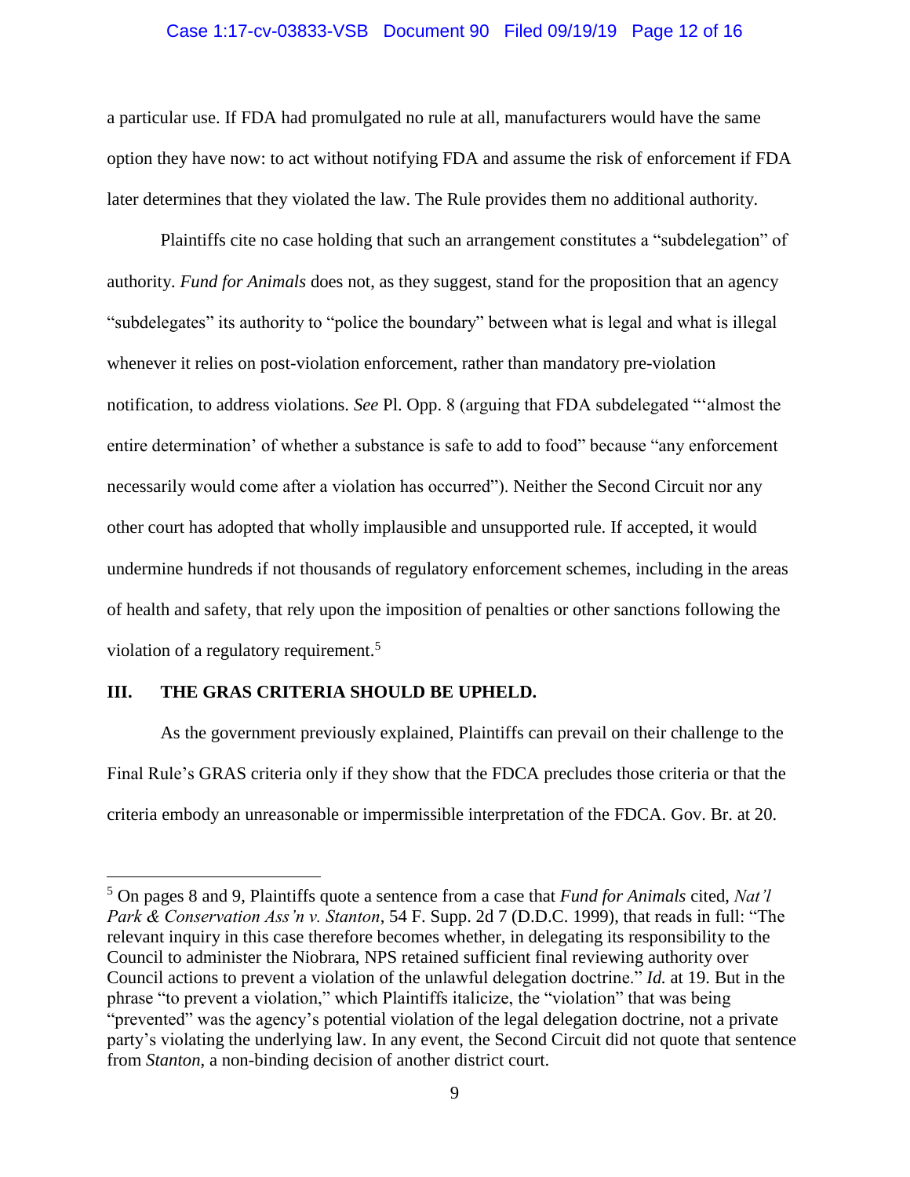a particular use. If FDA had promulgated no rule at all, manufacturers would have the same option they have now: to act without notifying FDA and assume the risk of enforcement if FDA later determines that they violated the law. The Rule provides them no additional authority.

Plaintiffs cite no case holding that such an arrangement constitutes a "subdelegation" of authority. *Fund for Animals* does not, as they suggest, stand for the proposition that an agency "subdelegates" its authority to "police the boundary" between what is legal and what is illegal whenever it relies on post-violation enforcement, rather than mandatory pre-violation notification, to address violations. *See* Pl. Opp. 8 (arguing that FDA subdelegated "'almost the entire determination' of whether a substance is safe to add to food" because "any enforcement necessarily would come after a violation has occurred"). Neither the Second Circuit nor any other court has adopted that wholly implausible and unsupported rule. If accepted, it would undermine hundreds if not thousands of regulatory enforcement schemes, including in the areas of health and safety, that rely upon the imposition of penalties or other sanctions following the violation of a regulatory requirement.[5]

## III. THE GRAS CRITERIA SHOULD BE UPHELD.

As the government previously explained, Plaintiffs can prevail on their challenge to the Final Rule's GRAS criteria only if they show that the FDCA precludes those criteria or that the criteria embody an unreasonable or impermissible interpretation of the FDCA. Gov. Br. at 20.

---

[5] On pages 8 and 9, Plaintiffs quote a sentence from a case that *Fund for Animals* cited, *Nat'l Park & Conservation Ass'n v. Stanton*, 54 F. Supp. 2d 7 (D.D.C. 1999), that reads in full: "The relevant inquiry in this case therefore becomes whether, in delegating its responsibility to the Council to administer the Niobrara, NPS retained sufficient final reviewing authority over Council actions to prevent a violation of the unlawful delegation doctrine." *Id.* at 19. But in the phrase "to prevent a violation," which Plaintiffs italicize, the "violation" that was being "prevented" was the agency's potential violation of the legal delegation doctrine, not a private party's violating the underlying law. In any event, the Second Circuit did not quote that sentence from *Stanton*, a non-binding decision of another district court.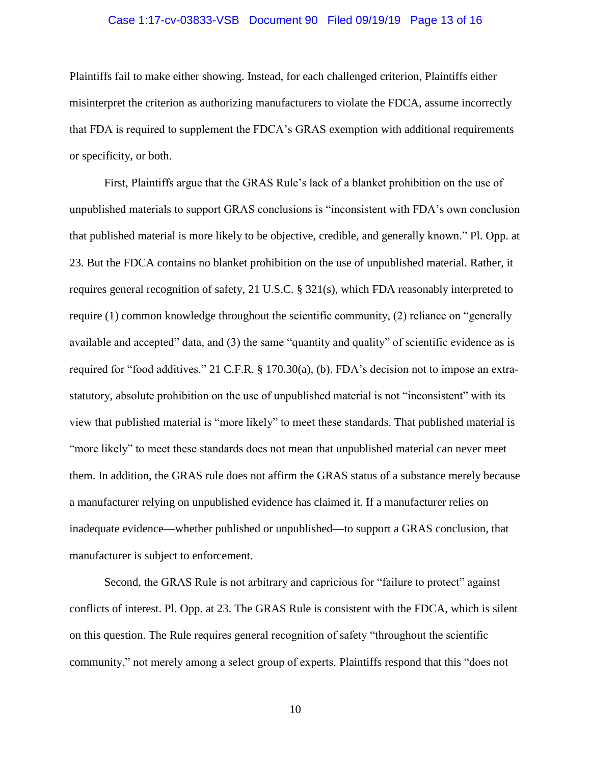Plaintiffs fail to make either showing. Instead, for each challenged criterion, Plaintiffs either misinterpret the criterion as authorizing manufacturers to violate the FDCA, assume incorrectly that FDA is required to supplement the FDCA's GRAS exemption with additional requirements or specificity, or both.

First, Plaintiffs argue that the GRAS Rule's lack of a blanket prohibition on the use of unpublished materials to support GRAS conclusions is "inconsistent with FDA's own conclusion that published material is more likely to be objective, credible, and generally known." Pl. Opp. at 23. But the FDCA contains no blanket prohibition on the use of unpublished material. Rather, it requires general recognition of safety, 21 U.S.C. § 321(s), which FDA reasonably interpreted to require (1) common knowledge throughout the scientific community, (2) reliance on "generally available and accepted" data, and (3) the same "quantity and quality" of scientific evidence as is required for "food additives." 21 C.F.R. § 170.30(a), (b). FDA's decision not to impose an extra-statutory, absolute prohibition on the use of unpublished material is not "inconsistent" with its view that published material is "more likely" to meet these standards. That published material is "more likely" to meet these standards does not mean that unpublished material can never meet them. In addition, the GRAS rule does not affirm the GRAS status of a substance merely because a manufacturer relying on unpublished evidence has claimed it. If a manufacturer relies on inadequate evidence—whether published or unpublished—to support a GRAS conclusion, that manufacturer is subject to enforcement.

Second, the GRAS Rule is not arbitrary and capricious for "failure to protect" against conflicts of interest. Pl. Opp. at 23. The GRAS Rule is consistent with the FDCA, which is silent on this question. The Rule requires general recognition of safety "throughout the scientific community," not merely among a select group of experts. Plaintiffs respond that this "does not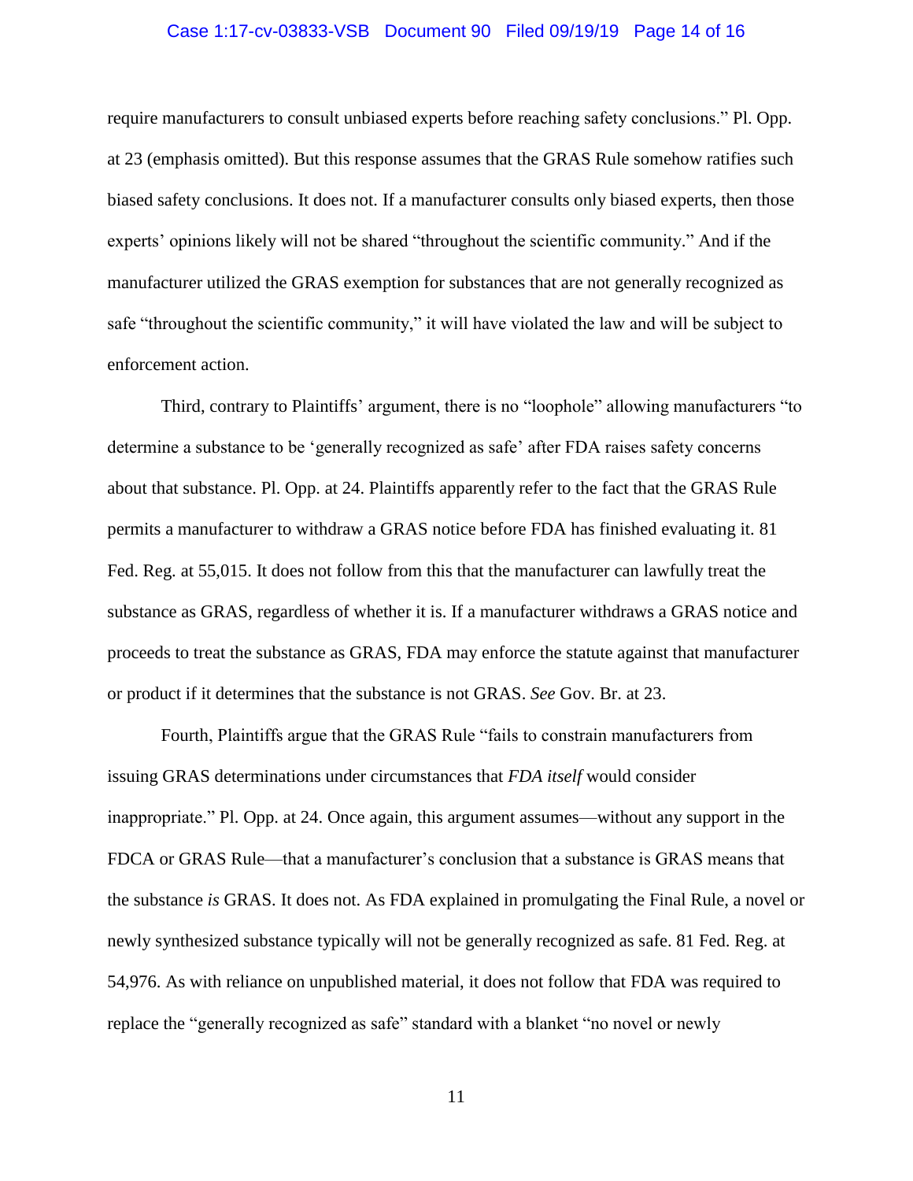require manufacturers to consult unbiased experts before reaching safety conclusions." Pl. Opp. at 23 (emphasis omitted). But this response assumes that the GRAS Rule somehow ratifies such biased safety conclusions. It does not. If a manufacturer consults only biased experts, then those experts' opinions likely will not be shared "throughout the scientific community." And if the manufacturer utilized the GRAS exemption for substances that are not generally recognized as safe "throughout the scientific community," it will have violated the law and will be subject to enforcement action.

Third, contrary to Plaintiffs' argument, there is no "loophole" allowing manufacturers "to determine a substance to be 'generally recognized as safe' after FDA raises safety concerns about that substance. Pl. Opp. at 24. Plaintiffs apparently refer to the fact that the GRAS Rule permits a manufacturer to withdraw a GRAS notice before FDA has finished evaluating it. 81 Fed. Reg. at 55,015. It does not follow from this that the manufacturer can lawfully treat the substance as GRAS, regardless of whether it is. If a manufacturer withdraws a GRAS notice and proceeds to treat the substance as GRAS, FDA may enforce the statute against that manufacturer or product if it determines that the substance is not GRAS. *See* Gov. Br. at 23.

Fourth, Plaintiffs argue that the GRAS Rule "fails to constrain manufacturers from issuing GRAS determinations under circumstances that *FDA itself* would consider inappropriate." Pl. Opp. at 24. Once again, this argument assumes—without any support in the FDCA or GRAS Rule—that a manufacturer's conclusion that a substance is GRAS means that the substance *is* GRAS. It does not. As FDA explained in promulgating the Final Rule, a novel or newly synthesized substance typically will not be generally recognized as safe. 81 Fed. Reg. at 54,976. As with reliance on unpublished material, it does not follow that FDA was required to replace the "generally recognized as safe" standard with a blanket "no novel or newly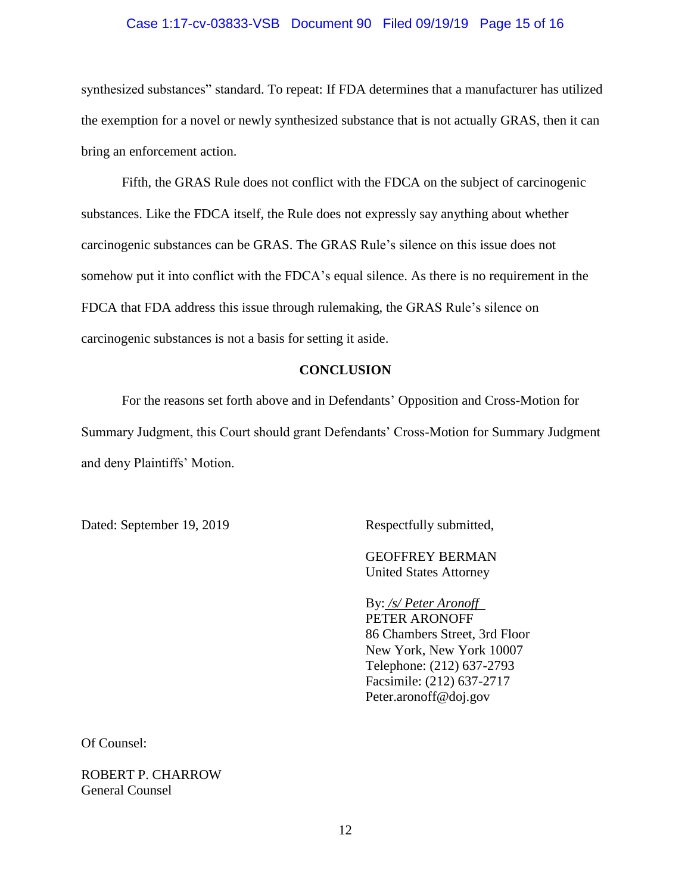synthesized substances" standard. To repeat: If FDA determines that a manufacturer has utilized the exemption for a novel or newly synthesized substance that is not actually GRAS, then it can bring an enforcement action.

Fifth, the GRAS Rule does not conflict with the FDCA on the subject of carcinogenic substances. Like the FDCA itself, the Rule does not expressly say anything about whether carcinogenic substances can be GRAS. The GRAS Rule's silence on this issue does not somehow put it into conflict with the FDCA's equal silence. As there is no requirement in the FDCA that FDA address this issue through rulemaking, the GRAS Rule's silence on carcinogenic substances is not a basis for setting it aside.

## CONCLUSION

For the reasons set forth above and in Defendants' Opposition and Cross-Motion for Summary Judgment, this Court should grant Defendants' Cross-Motion for Summary Judgment and deny Plaintiffs' Motion.

Dated: September 19, 2019

Respectfully submitted,

GEOFFREY BERMAN
United States Attorney

By: */s/ Peter Aronoff*
PETER ARONOFF
86 Chambers Street, 3rd Floor
New York, New York 10007
Telephone: (212) 637-2793
Facsimile: (212) 637-2717
Peter.aronoff@doj.gov

Of Counsel:

ROBERT P. CHARROW
General Counsel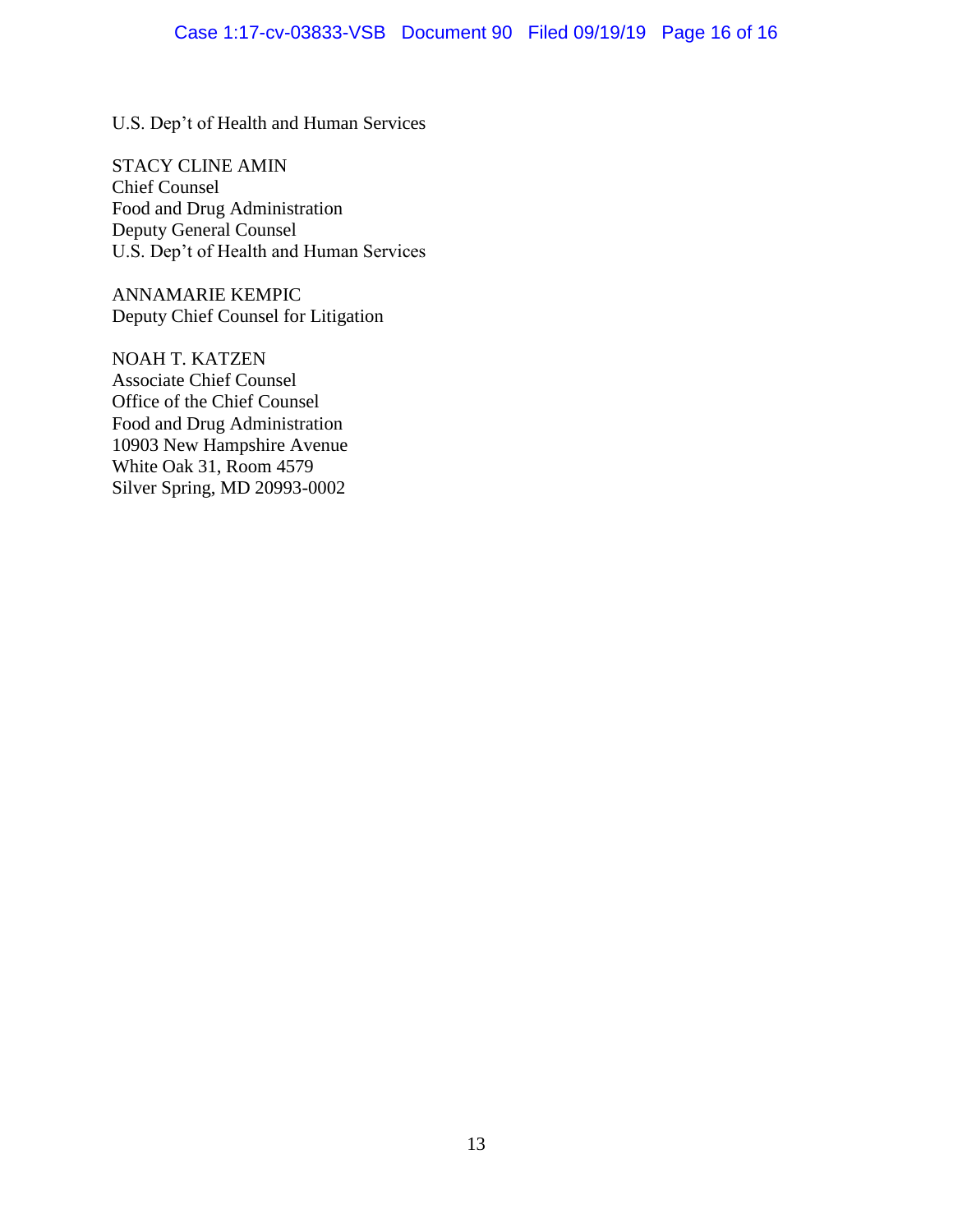U.S. Dep't of Health and Human Services

STACY CLINE AMIN
Chief Counsel
Food and Drug Administration
Deputy General Counsel
U.S. Dep't of Health and Human Services

ANNAMARIE KEMPIC
Deputy Chief Counsel for Litigation

NOAH T. KATZEN
Associate Chief Counsel
Office of the Chief Counsel
Food and Drug Administration
10903 New Hampshire Avenue
White Oak 31, Room 4579
Silver Spring, MD 20993-0002